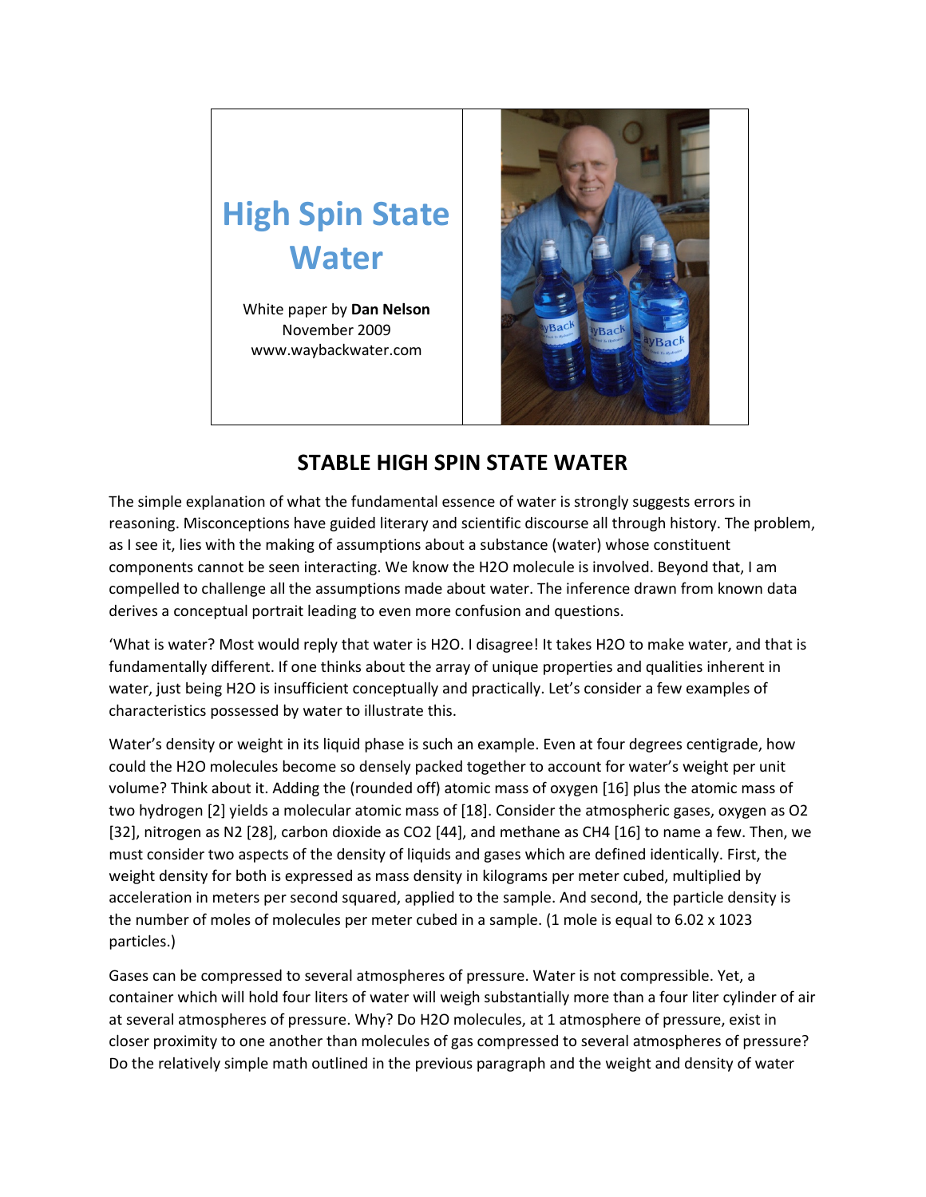# High Spin State Water

White paper by **Dan Nelson**
November 2009
www.waybackwater.com

## STABLE HIGH SPIN STATE WATER

The simple explanation of what the fundamental essence of water is strongly suggests errors in reasoning. Misconceptions have guided literary and scientific discourse all through history. The problem, as I see it, lies with the making of assumptions about a substance (water) whose constituent components cannot be seen interacting. We know the $H_2O$ molecule is involved. Beyond that, I am compelled to challenge all the assumptions made about water. The inference drawn from known data derives a conceptual portrait leading to even more confusion and questions.

'What is water? Most would reply that water is $H_2O$. I disagree! It takes $H_2O$ to make water, and that is fundamentally different. If one thinks about the array of unique properties and qualities inherent in water, just being $H_2O$ is insufficient conceptually and practically. Let's consider a few examples of characteristics possessed by water to illustrate this.

Water's density or weight in its liquid phase is such an example. Even at four degrees centigrade, how could the $H_2O$ molecules become so densely packed together to account for water's weight per unit volume? Think about it. Adding the (rounded off) atomic mass of oxygen [16] plus the atomic mass of two hydrogen [2] yields a molecular atomic mass of [18]. Consider the atmospheric gases, oxygen as $O_2$ [32], nitrogen as $N_2$ [28], carbon dioxide as $CO_2$ [44], and methane as $CH_4$ [16] to name a few. Then, we must consider two aspects of the density of liquids and gases which are defined identically. First, the weight density for both is expressed as mass density in kilograms per meter cubed, multiplied by acceleration in meters per second squared, applied to the sample. And second, the particle density is the number of moles of molecules per meter cubed in a sample. (1 mole is equal to 6.02 x 1023 particles.)

Gases can be compressed to several atmospheres of pressure. Water is not compressible. Yet, a container which will hold four liters of water will weigh substantially more than a four liter cylinder of air at several atmospheres of pressure. Why? Do $H_2O$ molecules, at 1 atmosphere of pressure, exist in closer proximity to one another than molecules of gas compressed to several atmospheres of pressure? Do the relatively simple math outlined in the previous paragraph and the weight and density of water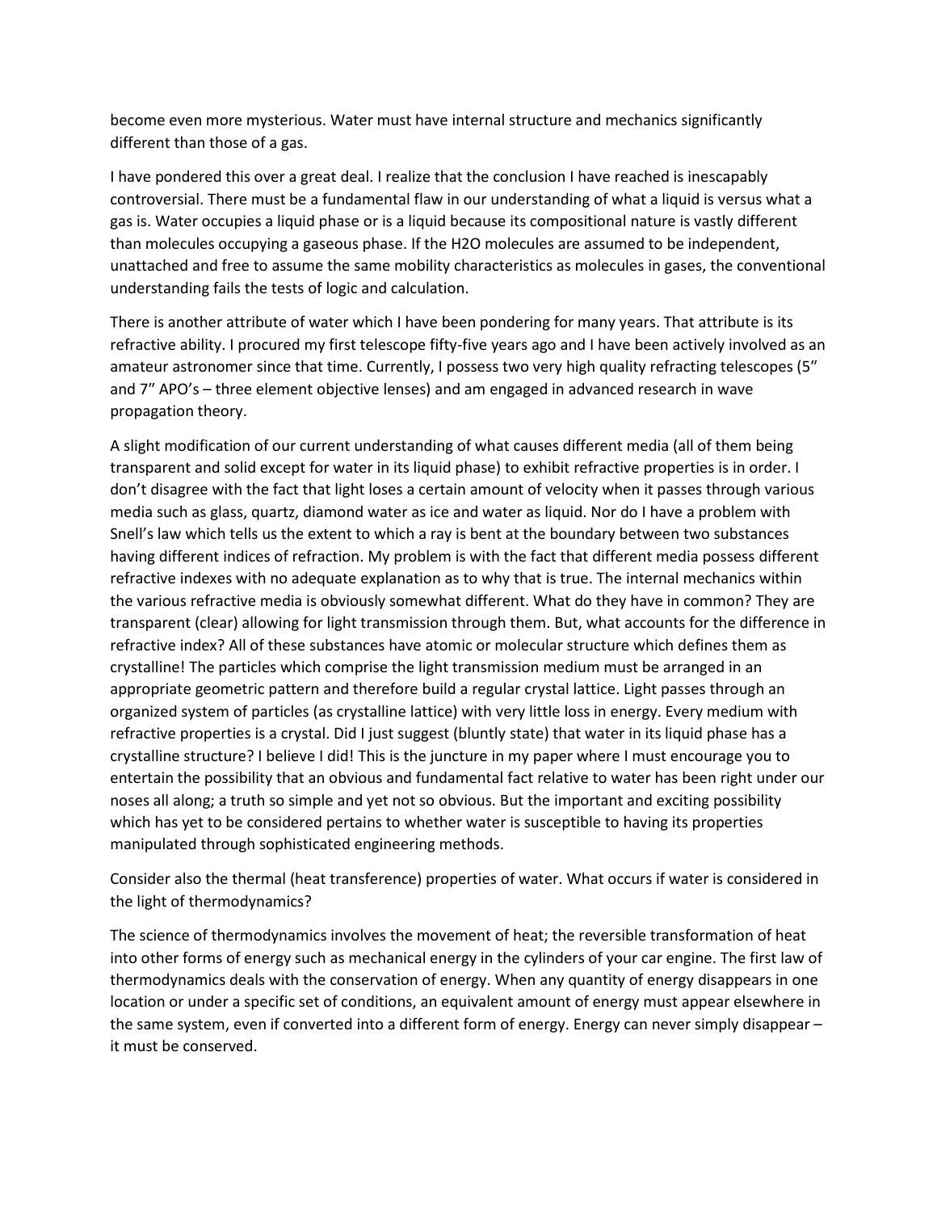become even more mysterious. Water must have internal structure and mechanics significantly different than those of a gas.

I have pondered this over a great deal. I realize that the conclusion I have reached is inescapably controversial. There must be a fundamental flaw in our understanding of what a liquid is versus what a gas is. Water occupies a liquid phase or is a liquid because its compositional nature is vastly different than molecules occupying a gaseous phase. If the $H_2O$ molecules are assumed to be independent, unattached and free to assume the same mobility characteristics as molecules in gases, the conventional understanding fails the tests of logic and calculation.

There is another attribute of water which I have been pondering for many years. That attribute is its refractive ability. I procured my first telescope fifty-five years ago and I have been actively involved as an amateur astronomer since that time. Currently, I possess two very high quality refracting telescopes (5" and 7" APO's – three element objective lenses) and am engaged in advanced research in wave propagation theory.

A slight modification of our current understanding of what causes different media (all of them being transparent and solid except for water in its liquid phase) to exhibit refractive properties is in order. I don't disagree with the fact that light loses a certain amount of velocity when it passes through various media such as glass, quartz, diamond water as ice and water as liquid. Nor do I have a problem with Snell's law which tells us the extent to which a ray is bent at the boundary between two substances having different indices of refraction. My problem is with the fact that different media possess different refractive indexes with no adequate explanation as to why that is true. The internal mechanics within the various refractive media is obviously somewhat different. What do they have in common? They are transparent (clear) allowing for light transmission through them. But, what accounts for the difference in refractive index? All of these substances have atomic or molecular structure which defines them as crystalline! The particles which comprise the light transmission medium must be arranged in an appropriate geometric pattern and therefore build a regular crystal lattice. Light passes through an organized system of particles (as crystalline lattice) with very little loss in energy. Every medium with refractive properties is a crystal. Did I just suggest (bluntly state) that water in its liquid phase has a crystalline structure? I believe I did! This is the juncture in my paper where I must encourage you to entertain the possibility that an obvious and fundamental fact relative to water has been right under our noses all along; a truth so simple and yet not so obvious. But the important and exciting possibility which has yet to be considered pertains to whether water is susceptible to having its properties manipulated through sophisticated engineering methods.

Consider also the thermal (heat transference) properties of water. What occurs if water is considered in the light of thermodynamics?

The science of thermodynamics involves the movement of heat; the reversible transformation of heat into other forms of energy such as mechanical energy in the cylinders of your car engine. The first law of thermodynamics deals with the conservation of energy. When any quantity of energy disappears in one location or under a specific set of conditions, an equivalent amount of energy must appear elsewhere in the same system, even if converted into a different form of energy. Energy can never simply disappear – it must be conserved.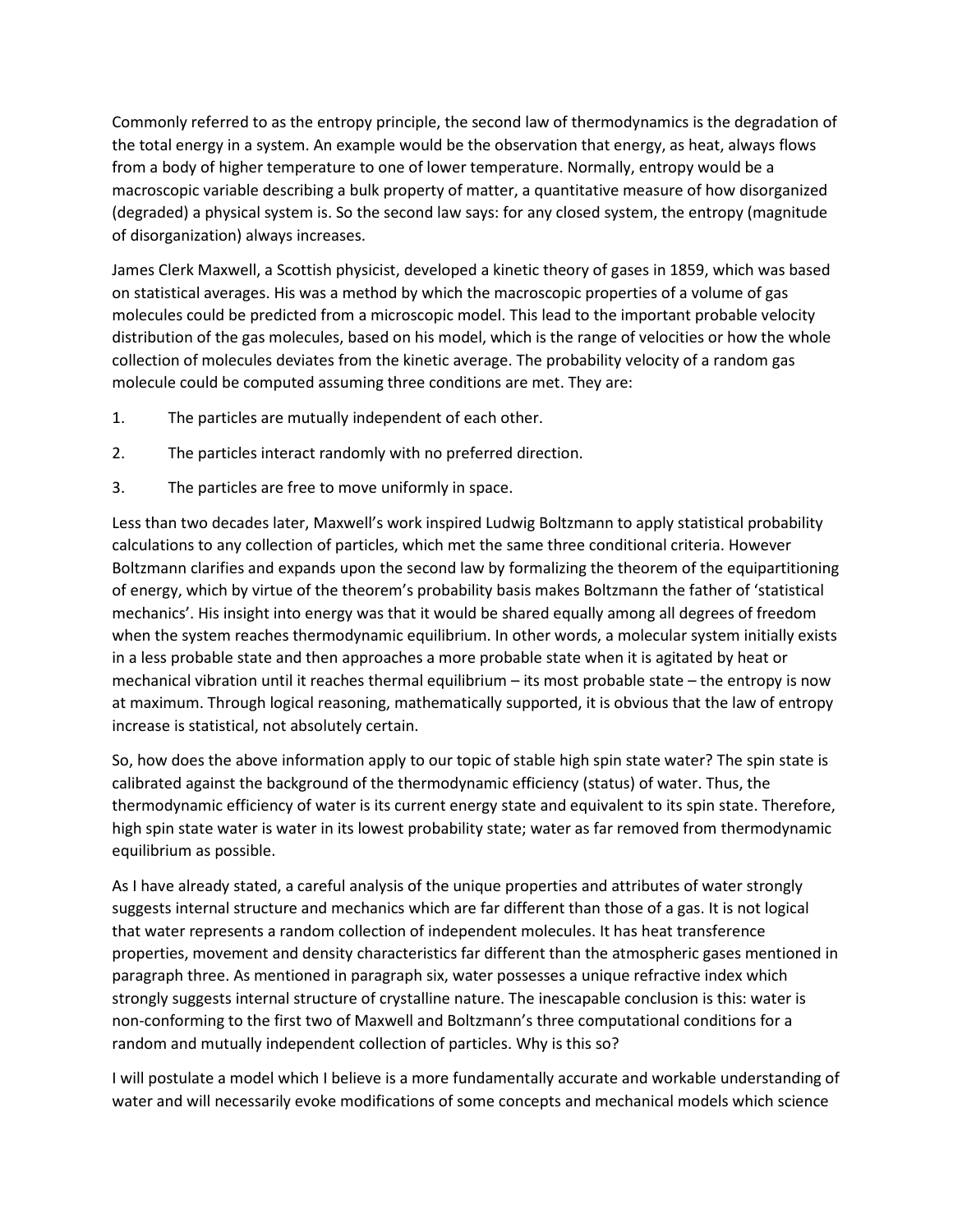Commonly referred to as the entropy principle, the second law of thermodynamics is the degradation of the total energy in a system. An example would be the observation that energy, as heat, always flows from a body of higher temperature to one of lower temperature. Normally, entropy would be a macroscopic variable describing a bulk property of matter, a quantitative measure of how disorganized (degraded) a physical system is. So the second law says: for any closed system, the entropy (magnitude of disorganization) always increases.

James Clerk Maxwell, a Scottish physicist, developed a kinetic theory of gases in 1859, which was based on statistical averages. His was a method by which the macroscopic properties of a volume of gas molecules could be predicted from a microscopic model. This lead to the important probable velocity distribution of the gas molecules, based on his model, which is the range of velocities or how the whole collection of molecules deviates from the kinetic average. The probability velocity of a random gas molecule could be computed assuming three conditions are met. They are:

1. The particles are mutually independent of each other.
2. The particles interact randomly with no preferred direction.
3. The particles are free to move uniformly in space.

Less than two decades later, Maxwell's work inspired Ludwig Boltzmann to apply statistical probability calculations to any collection of particles, which met the same three conditional criteria. However Boltzmann clarifies and expands upon the second law by formalizing the theorem of the equipartitioning of energy, which by virtue of the theorem's probability basis makes Boltzmann the father of 'statistical mechanics'. His insight into energy was that it would be shared equally among all degrees of freedom when the system reaches thermodynamic equilibrium. In other words, a molecular system initially exists in a less probable state and then approaches a more probable state when it is agitated by heat or mechanical vibration until it reaches thermal equilibrium – its most probable state – the entropy is now at maximum. Through logical reasoning, mathematically supported, it is obvious that the law of entropy increase is statistical, not absolutely certain.

So, how does the above information apply to our topic of stable high spin state water? The spin state is calibrated against the background of the thermodynamic efficiency (status) of water. Thus, the thermodynamic efficiency of water is its current energy state and equivalent to its spin state. Therefore, high spin state water is water in its lowest probability state; water as far removed from thermodynamic equilibrium as possible.

As I have already stated, a careful analysis of the unique properties and attributes of water strongly suggests internal structure and mechanics which are far different than those of a gas. It is not logical that water represents a random collection of independent molecules. It has heat transference properties, movement and density characteristics far different than the atmospheric gases mentioned in paragraph three. As mentioned in paragraph six, water possesses a unique refractive index which strongly suggests internal structure of crystalline nature. The inescapable conclusion is this: water is non-conforming to the first two of Maxwell and Boltzmann's three computational conditions for a random and mutually independent collection of particles. Why is this so?

I will postulate a model which I believe is a more fundamentally accurate and workable understanding of water and will necessarily evoke modifications of some concepts and mechanical models which science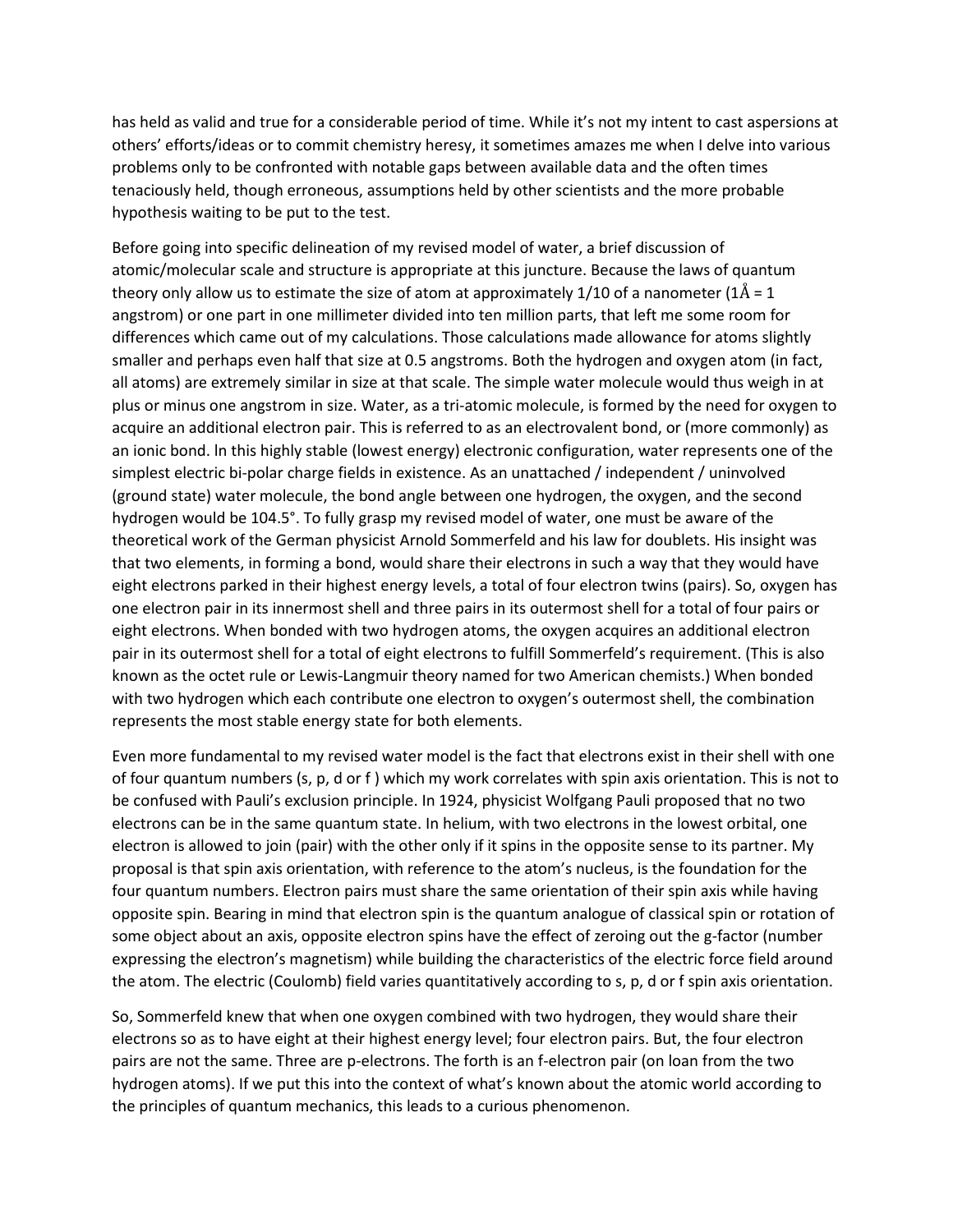has held as valid and true for a considerable period of time. While it's not my intent to cast aspersions at others' efforts/ideas or to commit chemistry heresy, it sometimes amazes me when I delve into various problems only to be confronted with notable gaps between available data and the often times tenaciously held, though erroneous, assumptions held by other scientists and the more probable hypothesis waiting to be put to the test.

Before going into specific delineation of my revised model of water, a brief discussion of atomic/molecular scale and structure is appropriate at this juncture. Because the laws of quantum theory only allow us to estimate the size of atom at approximately 1/10 of a nanometer ($1\text{Å} = 1$ angstrom) or one part in one millimeter divided into ten million parts, that left me some room for differences which came out of my calculations. Those calculations made allowance for atoms slightly smaller and perhaps even half that size at 0.5 angstroms. Both the hydrogen and oxygen atom (in fact, all atoms) are extremely similar in size at that scale. The simple water molecule would thus weigh in at plus or minus one angstrom in size. Water, as a tri-atomic molecule, is formed by the need for oxygen to acquire an additional electron pair. This is referred to as an electrovalent bond, or (more commonly) as an ionic bond. In this highly stable (lowest energy) electronic configuration, water represents one of the simplest electric bi-polar charge fields in existence. As an unattached / independent / uninvolved (ground state) water molecule, the bond angle between one hydrogen, the oxygen, and the second hydrogen would be 104.5°. To fully grasp my revised model of water, one must be aware of the theoretical work of the German physicist Arnold Sommerfeld and his law for doublets. His insight was that two elements, in forming a bond, would share their electrons in such a way that they would have eight electrons parked in their highest energy levels, a total of four electron twins (pairs). So, oxygen has one electron pair in its innermost shell and three pairs in its outermost shell for a total of four pairs or eight electrons. When bonded with two hydrogen atoms, the oxygen acquires an additional electron pair in its outermost shell for a total of eight electrons to fulfill Sommerfeld's requirement. (This is also known as the octet rule or Lewis-Langmuir theory named for two American chemists.) When bonded with two hydrogen which each contribute one electron to oxygen's outermost shell, the combination represents the most stable energy state for both elements.

Even more fundamental to my revised water model is the fact that electrons exist in their shell with one of four quantum numbers (s, p, d or f ) which my work correlates with spin axis orientation. This is not to be confused with Pauli's exclusion principle. In 1924, physicist Wolfgang Pauli proposed that no two electrons can be in the same quantum state. In helium, with two electrons in the lowest orbital, one electron is allowed to join (pair) with the other only if it spins in the opposite sense to its partner. My proposal is that spin axis orientation, with reference to the atom's nucleus, is the foundation for the four quantum numbers. Electron pairs must share the same orientation of their spin axis while having opposite spin. Bearing in mind that electron spin is the quantum analogue of classical spin or rotation of some object about an axis, opposite electron spins have the effect of zeroing out the g-factor (number expressing the electron's magnetism) while building the characteristics of the electric force field around the atom. The electric (Coulomb) field varies quantitatively according to s, p, d or f spin axis orientation.

So, Sommerfeld knew that when one oxygen combined with two hydrogen, they would share their electrons so as to have eight at their highest energy level; four electron pairs. But, the four electron pairs are not the same. Three are p-electrons. The forth is an f-electron pair (on loan from the two hydrogen atoms). If we put this into the context of what's known about the atomic world according to the principles of quantum mechanics, this leads to a curious phenomenon.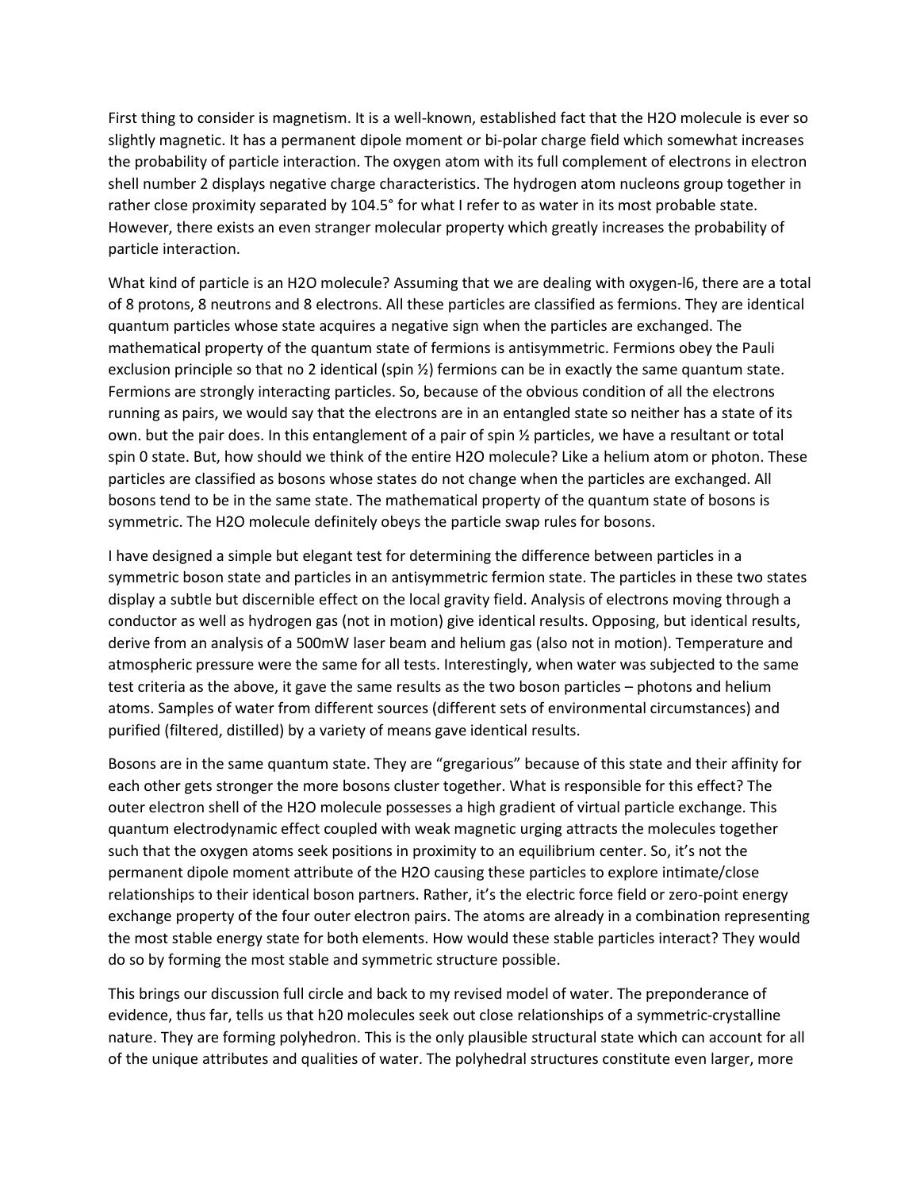First thing to consider is magnetism. It is a well-known, established fact that the $H_2O$ molecule is ever so slightly magnetic. It has a permanent dipole moment or bi-polar charge field which somewhat increases the probability of particle interaction. The oxygen atom with its full complement of electrons in electron shell number 2 displays negative charge characteristics. The hydrogen atom nucleons group together in rather close proximity separated by 104.5° for what I refer to as water in its most probable state. However, there exists an even stranger molecular property which greatly increases the probability of particle interaction.

What kind of particle is an $H_2O$ molecule? Assuming that we are dealing with oxygen-l6, there are a total of 8 protons, 8 neutrons and 8 electrons. All these particles are classified as fermions. They are identical quantum particles whose state acquires a negative sign when the particles are exchanged. The mathematical property of the quantum state of fermions is antisymmetric. Fermions obey the Pauli exclusion principle so that no 2 identical (spin ½) fermions can be in exactly the same quantum state. Fermions are strongly interacting particles. So, because of the obvious condition of all the electrons running as pairs, we would say that the electrons are in an entangled state so neither has a state of its own. but the pair does. In this entanglement of a pair of spin ½ particles, we have a resultant or total spin 0 state. But, how should we think of the entire $H_2O$ molecule? Like a helium atom or photon. These particles are classified as bosons whose states do not change when the particles are exchanged. All bosons tend to be in the same state. The mathematical property of the quantum state of bosons is symmetric. The $H_2O$ molecule definitely obeys the particle swap rules for bosons.

I have designed a simple but elegant test for determining the difference between particles in a symmetric boson state and particles in an antisymmetric fermion state. The particles in these two states display a subtle but discernible effect on the local gravity field. Analysis of electrons moving through a conductor as well as hydrogen gas (not in motion) give identical results. Opposing, but identical results, derive from an analysis of a 500mW laser beam and helium gas (also not in motion). Temperature and atmospheric pressure were the same for all tests. Interestingly, when water was subjected to the same test criteria as the above, it gave the same results as the two boson particles – photons and helium atoms. Samples of water from different sources (different sets of environmental circumstances) and purified (filtered, distilled) by a variety of means gave identical results.

Bosons are in the same quantum state. They are "gregarious" because of this state and their affinity for each other gets stronger the more bosons cluster together. What is responsible for this effect? The outer electron shell of the $H_2O$ molecule possesses a high gradient of virtual particle exchange. This quantum electrodynamic effect coupled with weak magnetic urging attracts the molecules together such that the oxygen atoms seek positions in proximity to an equilibrium center. So, it's not the permanent dipole moment attribute of the $H_2O$ causing these particles to explore intimate/close relationships to their identical boson partners. Rather, it's the electric force field or zero-point energy exchange property of the four outer electron pairs. The atoms are already in a combination representing the most stable energy state for both elements. How would these stable particles interact? They would do so by forming the most stable and symmetric structure possible.

This brings our discussion full circle and back to my revised model of water. The preponderance of evidence, thus far, tells us that h20 molecules seek out close relationships of a symmetric-crystalline nature. They are forming polyhedron. This is the only plausible structural state which can account for all of the unique attributes and qualities of water. The polyhedral structures constitute even larger, more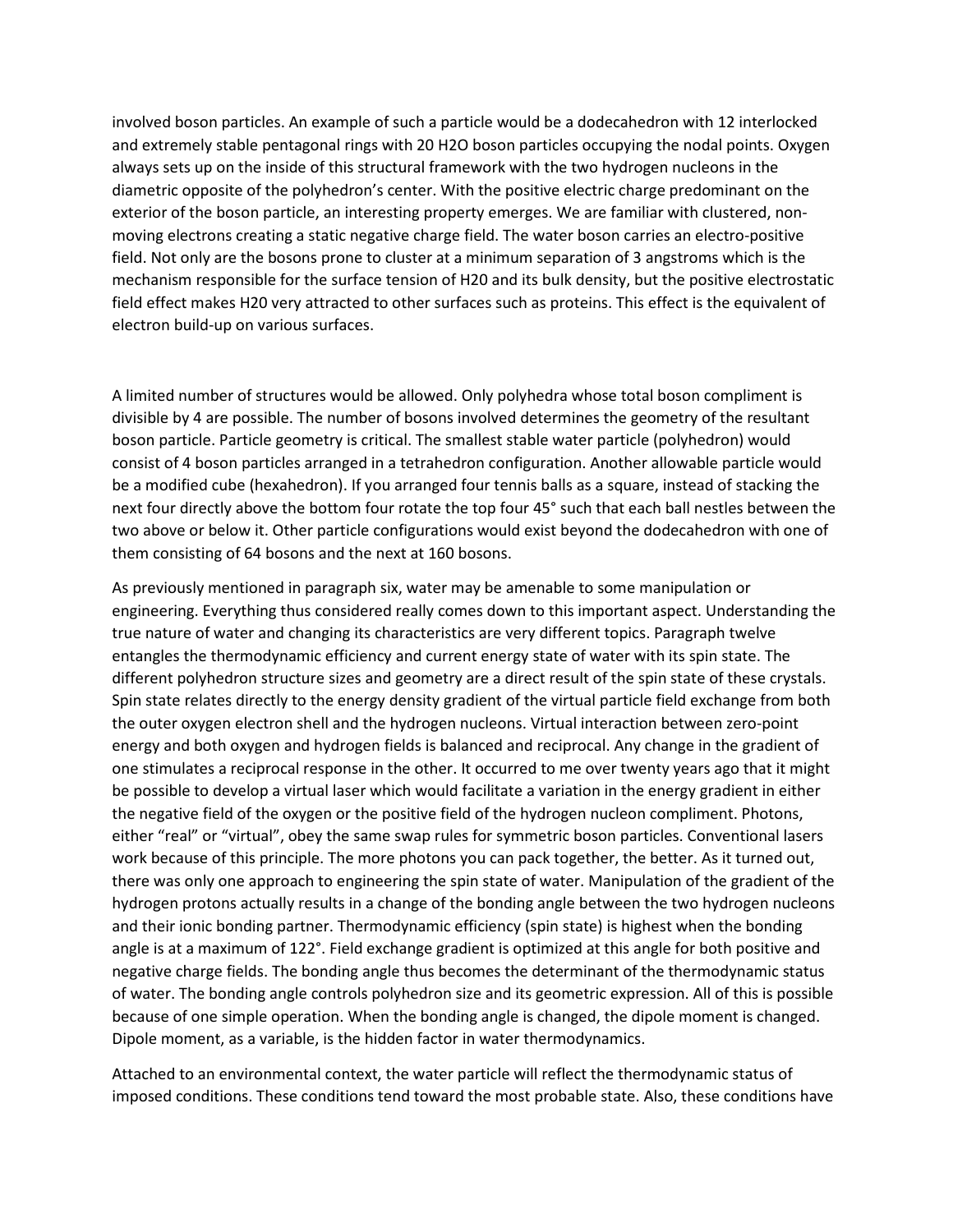involved boson particles. An example of such a particle would be a dodecahedron with 12 interlocked and extremely stable pentagonal rings with 20 $H_2O$ boson particles occupying the nodal points. Oxygen always sets up on the inside of this structural framework with the two hydrogen nucleons in the diametric opposite of the polyhedron's center. With the positive electric charge predominant on the exterior of the boson particle, an interesting property emerges. We are familiar with clustered, non-moving electrons creating a static negative charge field. The water boson carries an electro-positive field. Not only are the bosons prone to cluster at a minimum separation of 3 angstroms which is the mechanism responsible for the surface tension of H20 and its bulk density, but the positive electrostatic field effect makes H20 very attracted to other surfaces such as proteins. This effect is the equivalent of electron build-up on various surfaces.

A limited number of structures would be allowed. Only polyhedra whose total boson compliment is divisible by 4 are possible. The number of bosons involved determines the geometry of the resultant boson particle. Particle geometry is critical. The smallest stable water particle (polyhedron) would consist of 4 boson particles arranged in a tetrahedron configuration. Another allowable particle would be a modified cube (hexahedron). If you arranged four tennis balls as a square, instead of stacking the next four directly above the bottom four rotate the top four 45° such that each ball nestles between the two above or below it. Other particle configurations would exist beyond the dodecahedron with one of them consisting of 64 bosons and the next at 160 bosons.

As previously mentioned in paragraph six, water may be amenable to some manipulation or engineering. Everything thus considered really comes down to this important aspect. Understanding the true nature of water and changing its characteristics are very different topics. Paragraph twelve entangles the thermodynamic efficiency and current energy state of water with its spin state. The different polyhedron structure sizes and geometry are a direct result of the spin state of these crystals. Spin state relates directly to the energy density gradient of the virtual particle field exchange from both the outer oxygen electron shell and the hydrogen nucleons. Virtual interaction between zero-point energy and both oxygen and hydrogen fields is balanced and reciprocal. Any change in the gradient of one stimulates a reciprocal response in the other. It occurred to me over twenty years ago that it might be possible to develop a virtual laser which would facilitate a variation in the energy gradient in either the negative field of the oxygen or the positive field of the hydrogen nucleon compliment. Photons, either "real" or "virtual", obey the same swap rules for symmetric boson particles. Conventional lasers work because of this principle. The more photons you can pack together, the better. As it turned out, there was only one approach to engineering the spin state of water. Manipulation of the gradient of the hydrogen protons actually results in a change of the bonding angle between the two hydrogen nucleons and their ionic bonding partner. Thermodynamic efficiency (spin state) is highest when the bonding angle is at a maximum of 122°. Field exchange gradient is optimized at this angle for both positive and negative charge fields. The bonding angle thus becomes the determinant of the thermodynamic status of water. The bonding angle controls polyhedron size and its geometric expression. All of this is possible because of one simple operation. When the bonding angle is changed, the dipole moment is changed. Dipole moment, as a variable, is the hidden factor in water thermodynamics.

Attached to an environmental context, the water particle will reflect the thermodynamic status of imposed conditions. These conditions tend toward the most probable state. Also, these conditions have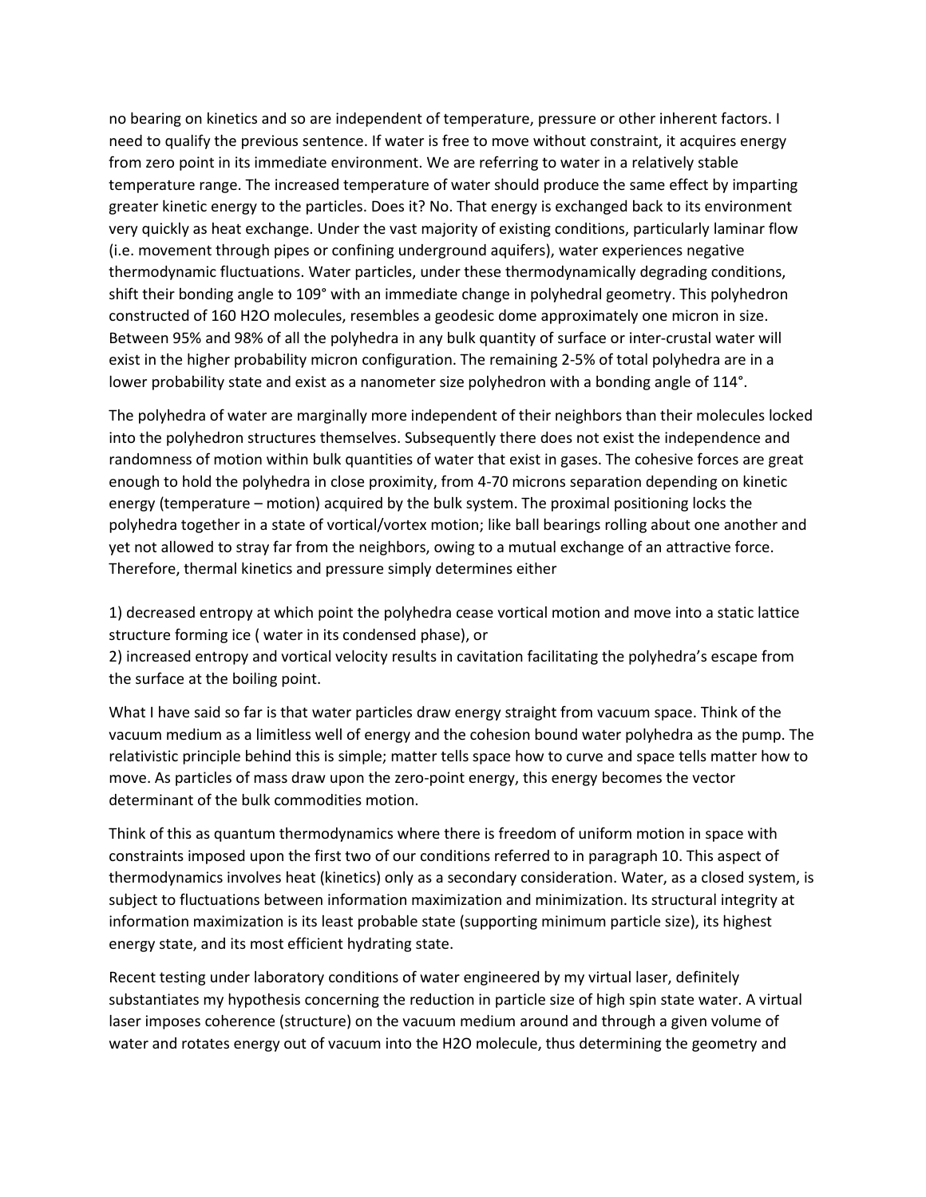no bearing on kinetics and so are independent of temperature, pressure or other inherent factors. I need to qualify the previous sentence. If water is free to move without constraint, it acquires energy from zero point in its immediate environment. We are referring to water in a relatively stable temperature range. The increased temperature of water should produce the same effect by imparting greater kinetic energy to the particles. Does it? No. That energy is exchanged back to its environment very quickly as heat exchange. Under the vast majority of existing conditions, particularly laminar flow (i.e. movement through pipes or confining underground aquifers), water experiences negative thermodynamic fluctuations. Water particles, under these thermodynamically degrading conditions, shift their bonding angle to 109° with an immediate change in polyhedral geometry. This polyhedron constructed of 160 $H_2O$ molecules, resembles a geodesic dome approximately one micron in size. Between 95% and 98% of all the polyhedra in any bulk quantity of surface or inter-crustal water will exist in the higher probability micron configuration. The remaining 2-5% of total polyhedra are in a lower probability state and exist as a nanometer size polyhedron with a bonding angle of 114°.

The polyhedra of water are marginally more independent of their neighbors than their molecules locked into the polyhedron structures themselves. Subsequently there does not exist the independence and randomness of motion within bulk quantities of water that exist in gases. The cohesive forces are great enough to hold the polyhedra in close proximity, from 4-70 microns separation depending on kinetic energy (temperature – motion) acquired by the bulk system. The proximal positioning locks the polyhedra together in a state of vortical/vortex motion; like ball bearings rolling about one another and yet not allowed to stray far from the neighbors, owing to a mutual exchange of an attractive force. Therefore, thermal kinetics and pressure simply determines either

1) decreased entropy at which point the polyhedra cease vortical motion and move into a static lattice structure forming ice ( water in its condensed phase), or
2) increased entropy and vortical velocity results in cavitation facilitating the polyhedra's escape from the surface at the boiling point.

What I have said so far is that water particles draw energy straight from vacuum space. Think of the vacuum medium as a limitless well of energy and the cohesion bound water polyhedra as the pump. The relativistic principle behind this is simple; matter tells space how to curve and space tells matter how to move. As particles of mass draw upon the zero-point energy, this energy becomes the vector determinant of the bulk commodities motion.

Think of this as quantum thermodynamics where there is freedom of uniform motion in space with constraints imposed upon the first two of our conditions referred to in paragraph 10. This aspect of thermodynamics involves heat (kinetics) only as a secondary consideration. Water, as a closed system, is subject to fluctuations between information maximization and minimization. Its structural integrity at information maximization is its least probable state (supporting minimum particle size), its highest energy state, and its most efficient hydrating state.

Recent testing under laboratory conditions of water engineered by my virtual laser, definitely substantiates my hypothesis concerning the reduction in particle size of high spin state water. A virtual laser imposes coherence (structure) on the vacuum medium around and through a given volume of water and rotates energy out of vacuum into the $H_2O$ molecule, thus determining the geometry and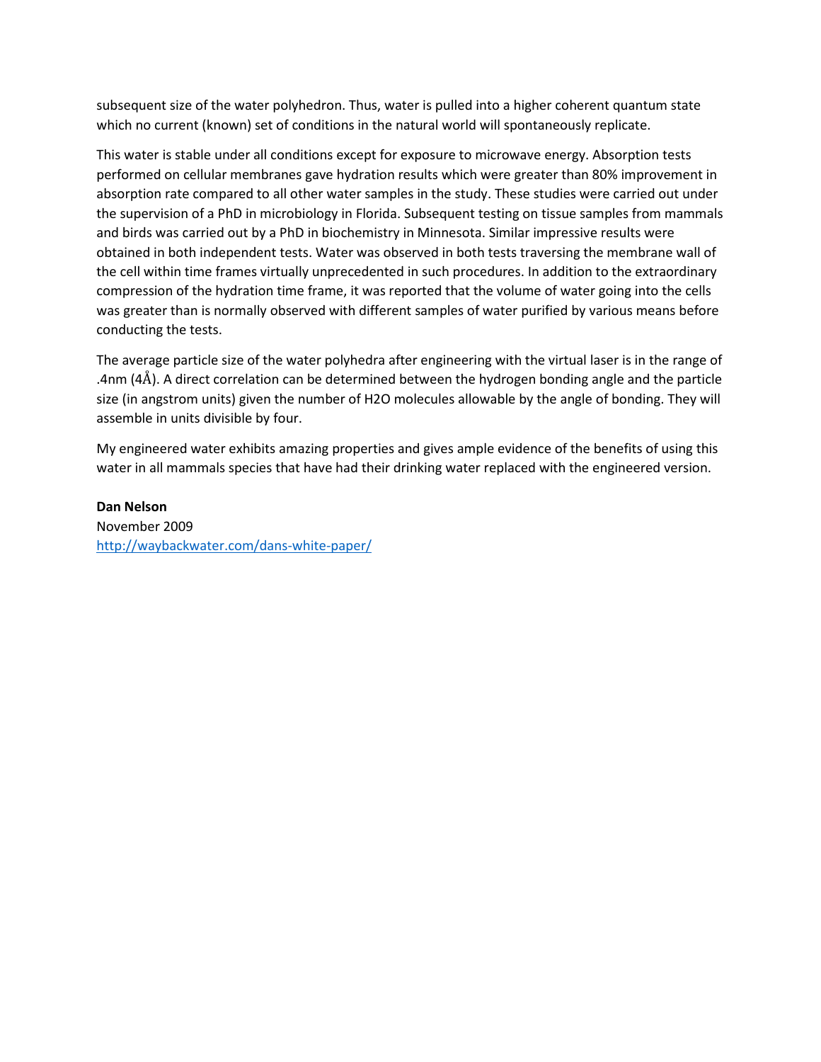subsequent size of the water polyhedron. Thus, water is pulled into a higher coherent quantum state which no current (known) set of conditions in the natural world will spontaneously replicate.

This water is stable under all conditions except for exposure to microwave energy. Absorption tests performed on cellular membranes gave hydration results which were greater than 80% improvement in absorption rate compared to all other water samples in the study. These studies were carried out under the supervision of a PhD in microbiology in Florida. Subsequent testing on tissue samples from mammals and birds was carried out by a PhD in biochemistry in Minnesota. Similar impressive results were obtained in both independent tests. Water was observed in both tests traversing the membrane wall of the cell within time frames virtually unprecedented in such procedures. In addition to the extraordinary compression of the hydration time frame, it was reported that the volume of water going into the cells was greater than is normally observed with different samples of water purified by various means before conducting the tests.

The average particle size of the water polyhedra after engineering with the virtual laser is in the range of .4nm (4Å). A direct correlation can be determined between the hydrogen bonding angle and the particle size (in angstrom units) given the number of $H_2O$ molecules allowable by the angle of bonding. They will assemble in units divisible by four.

My engineered water exhibits amazing properties and gives ample evidence of the benefits of using this water in all mammals species that have had their drinking water replaced with the engineered version.

**Dan Nelson**
November 2009
http://waybackwater.com/dans-white-paper/